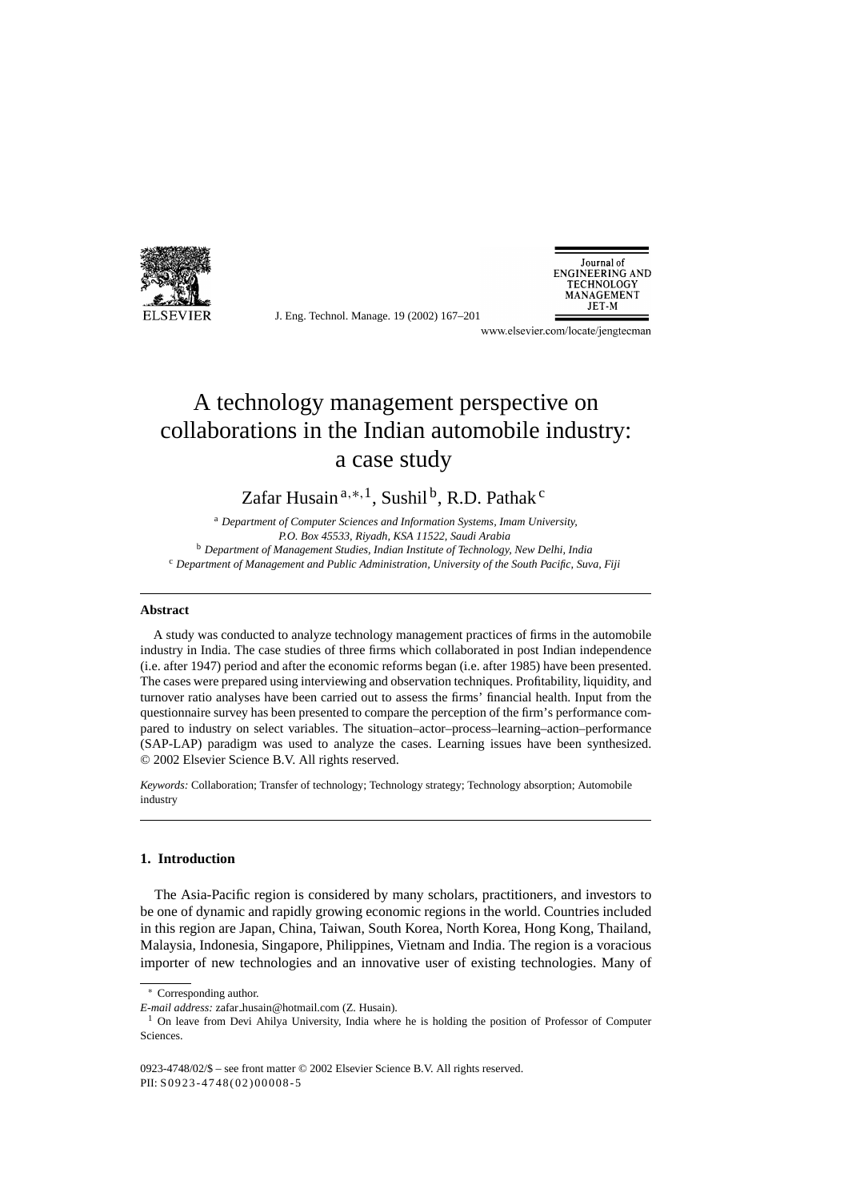# A technology management perspective on collaborations in the Indian automobile industry: a case study

Zafar Husain [a,∗,1], Sushil [b], R.D. Pathak [c]

[a] *Department of Computer Sciences and Information Systems, Imam University, P.O. Box 45533, Riyadh, KSA 11522, Saudi Arabia*
[b] *Department of Management Studies, Indian Institute of Technology, New Delhi, India*
[c] *Department of Management and Public Administration, University of the South Pacific, Suva, Fiji*

## Abstract

A study was conducted to analyze technology management practices of firms in the automobile industry in India. The case studies of three firms which collaborated in post Indian independence (i.e. after 1947) period and after the economic reforms began (i.e. after 1985) have been presented. The cases were prepared using interviewing and observation techniques. Profitability, liquidity, and turnover ratio analyses have been carried out to assess the firms' financial health. Input from the questionnaire survey has been presented to compare the perception of the firm's performance compared to industry on select variables. The situation–actor–process–learning–action–performance (SAP-LAP) paradigm was used to analyze the cases. Learning issues have been synthesized. © 2002 Elsevier Science B.V. All rights reserved.

*Keywords:* Collaboration; Transfer of technology; Technology strategy; Technology absorption; Automobile industry

## 1. Introduction

The Asia-Pacific region is considered by many scholars, practitioners, and investors to be one of dynamic and rapidly growing economic regions in the world. Countries included in this region are Japan, China, Taiwan, South Korea, North Korea, Hong Kong, Thailand, Malaysia, Indonesia, Singapore, Philippines, Vietnam and India. The region is a voracious importer of new technologies and an innovative user of existing technologies. Many of

∗ Corresponding author.
*E-mail address:* zafar_husain@hotmail.com (Z. Husain).
[1] On leave from Devi Ahilya University, India where he is holding the position of Professor of Computer Sciences.

0923-4748/02/$ – see front matter © 2002 Elsevier Science B.V. All rights reserved.
PII: S0923-4748(02)00008-5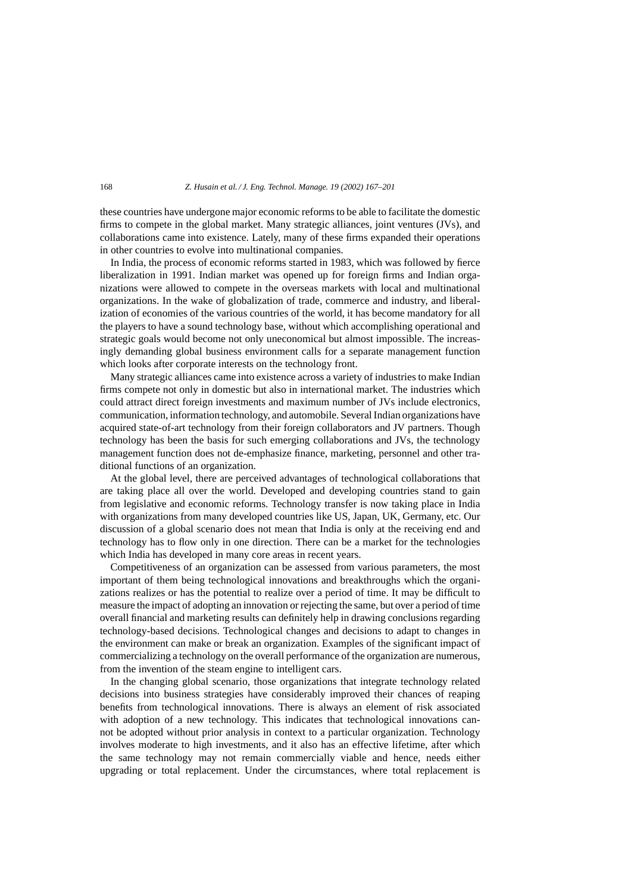these countries have undergone major economic reforms to be able to facilitate the domestic firms to compete in the global market. Many strategic alliances, joint ventures (JVs), and collaborations came into existence. Lately, many of these firms expanded their operations in other countries to evolve into multinational companies.

In India, the process of economic reforms started in 1983, which was followed by fierce liberalization in 1991. Indian market was opened up for foreign firms and Indian organizations were allowed to compete in the overseas markets with local and multinational organizations. In the wake of globalization of trade, commerce and industry, and liberalization of economies of the various countries of the world, it has become mandatory for all the players to have a sound technology base, without which accomplishing operational and strategic goals would become not only uneconomical but almost impossible. The increasingly demanding global business environment calls for a separate management function which looks after corporate interests on the technology front.

Many strategic alliances came into existence across a variety of industries to make Indian firms compete not only in domestic but also in international market. The industries which could attract direct foreign investments and maximum number of JVs include electronics, communication, information technology, and automobile. Several Indian organizations have acquired state-of-art technology from their foreign collaborators and JV partners. Though technology has been the basis for such emerging collaborations and JVs, the technology management function does not de-emphasize finance, marketing, personnel and other traditional functions of an organization.

At the global level, there are perceived advantages of technological collaborations that are taking place all over the world. Developed and developing countries stand to gain from legislative and economic reforms. Technology transfer is now taking place in India with organizations from many developed countries like US, Japan, UK, Germany, etc. Our discussion of a global scenario does not mean that India is only at the receiving end and technology has to flow only in one direction. There can be a market for the technologies which India has developed in many core areas in recent years.

Competitiveness of an organization can be assessed from various parameters, the most important of them being technological innovations and breakthroughs which the organizations realizes or has the potential to realize over a period of time. It may be difficult to measure the impact of adopting an innovation or rejecting the same, but over a period of time overall financial and marketing results can definitely help in drawing conclusions regarding technology-based decisions. Technological changes and decisions to adapt to changes in the environment can make or break an organization. Examples of the significant impact of commercializing a technology on the overall performance of the organization are numerous, from the invention of the steam engine to intelligent cars.

In the changing global scenario, those organizations that integrate technology related decisions into business strategies have considerably improved their chances of reaping benefits from technological innovations. There is always an element of risk associated with adoption of a new technology. This indicates that technological innovations cannot be adopted without prior analysis in context to a particular organization. Technology involves moderate to high investments, and it also has an effective lifetime, after which the same technology may not remain commercially viable and hence, needs either upgrading or total replacement. Under the circumstances, where total replacement is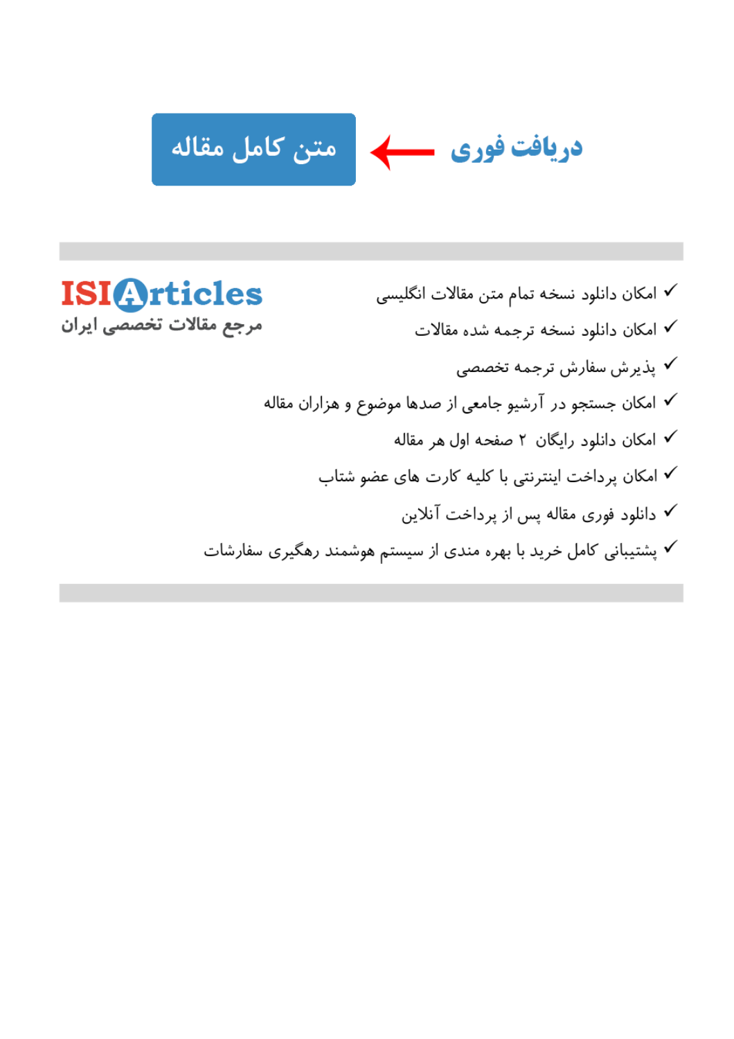دریافت فوری ← **متن کامل مقاله**

**ISIArticles**
مرجع مقالات تخصصی ایران

- ✓ امکان دانلود نسخه تمام متن مقالات انگلیسی
- ✓ امکان دانلود نسخه ترجمه شده مقالات
- ✓ پذیرش سفارش ترجمه تخصصی
- ✓ امکان جستجو در آرشیو جامعی از صدها موضوع و هزاران مقاله
- ✓ امکان دانلود رایگان ۲ صفحه اول هر مقاله
- ✓ امکان پرداخت اینترنتی با کلیه کارت های عضو شتاب
- ✓ دانلود فوری مقاله پس از پرداخت آنلاین
- ✓ پشتیبانی کامل خرید با بهره مندی از سیستم هوشمند رهگیری سفارشات